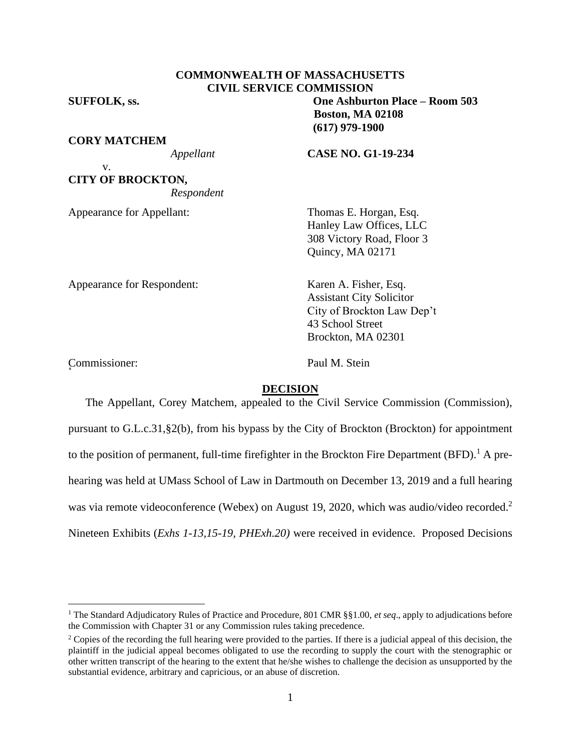**COMMONWEALTH OF MASSACHUSETTS**
**CIVIL SERVICE COMMISSION**

**SUFFOLK, ss.**

**One Ashburton Place – Room 503**
**Boston, MA 02108**
**(617) 979-1900**

**CORY MATCHEM**
*Appellant*

v.

**CITY OF BROCKTON,**
*Respondent*

**CASE NO. G1-19-234**

Appearance for Appellant: Thomas E. Horgan, Esq.
Hanley Law Offices, LLC
308 Victory Road, Floor 3
Quincy, MA 02171

Appearance for Respondent: Karen A. Fisher, Esq.
Assistant City Solicitor
City of Brockton Law Dep't
43 School Street
Brockton, MA 02301

Commissioner: Paul M. Stein

## DECISION

The Appellant, Corey Matchem, appealed to the Civil Service Commission (Commission), pursuant to G.L.c.31,§2(b), from his bypass by the City of Brockton (Brockton) for appointment to the position of permanent, full-time firefighter in the Brockton Fire Department (BFD).[1] A pre-hearing was held at UMass School of Law in Dartmouth on December 13, 2019 and a full hearing was via remote videoconference (Webex) on August 19, 2020, which was audio/video recorded.[2] Nineteen Exhibits (*Exhs 1-13,15-19, PHExh.20)* were received in evidence. Proposed Decisions

---

[1] The Standard Adjudicatory Rules of Practice and Procedure, 801 CMR §§1.00, *et seq*., apply to adjudications before the Commission with Chapter 31 or any Commission rules taking precedence.

[2] Copies of the recording the full hearing were provided to the parties. If there is a judicial appeal of this decision, the plaintiff in the judicial appeal becomes obligated to use the recording to supply the court with the stenographic or other written transcript of the hearing to the extent that he/she wishes to challenge the decision as unsupported by the substantial evidence, arbitrary and capricious, or an abuse of discretion.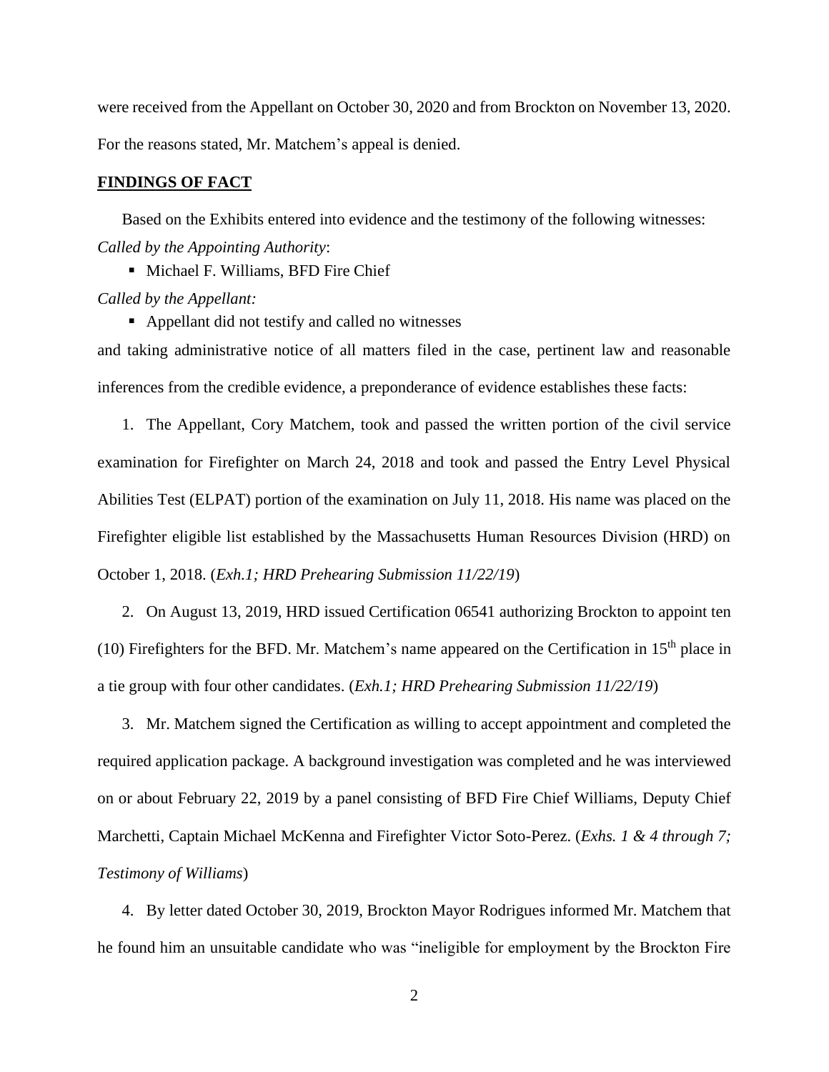were received from the Appellant on October 30, 2020 and from Brockton on November 13, 2020. For the reasons stated, Mr. Matchem's appeal is denied.

## **FINDINGS OF FACT**

Based on the Exhibits entered into evidence and the testimony of the following witnesses:

*Called by the Appointing Authority*:

- Michael F. Williams, BFD Fire Chief

*Called by the Appellant:*

- Appellant did not testify and called no witnesses

and taking administrative notice of all matters filed in the case, pertinent law and reasonable inferences from the credible evidence, a preponderance of evidence establishes these facts:

1. The Appellant, Cory Matchem, took and passed the written portion of the civil service examination for Firefighter on March 24, 2018 and took and passed the Entry Level Physical Abilities Test (ELPAT) portion of the examination on July 11, 2018. His name was placed on the Firefighter eligible list established by the Massachusetts Human Resources Division (HRD) on October 1, 2018. (*Exh.1; HRD Prehearing Submission 11/22/19*)

2. On August 13, 2019, HRD issued Certification 06541 authorizing Brockton to appoint ten (10) Firefighters for the BFD. Mr. Matchem's name appeared on the Certification in 15th place in a tie group with four other candidates. (*Exh.1; HRD Prehearing Submission 11/22/19*)

3. Mr. Matchem signed the Certification as willing to accept appointment and completed the required application package. A background investigation was completed and he was interviewed on or about February 22, 2019 by a panel consisting of BFD Fire Chief Williams, Deputy Chief Marchetti, Captain Michael McKenna and Firefighter Victor Soto-Perez. (*Exhs. 1 & 4 through 7; Testimony of Williams*)

4. By letter dated October 30, 2019, Brockton Mayor Rodrigues informed Mr. Matchem that he found him an unsuitable candidate who was "ineligible for employment by the Brockton Fire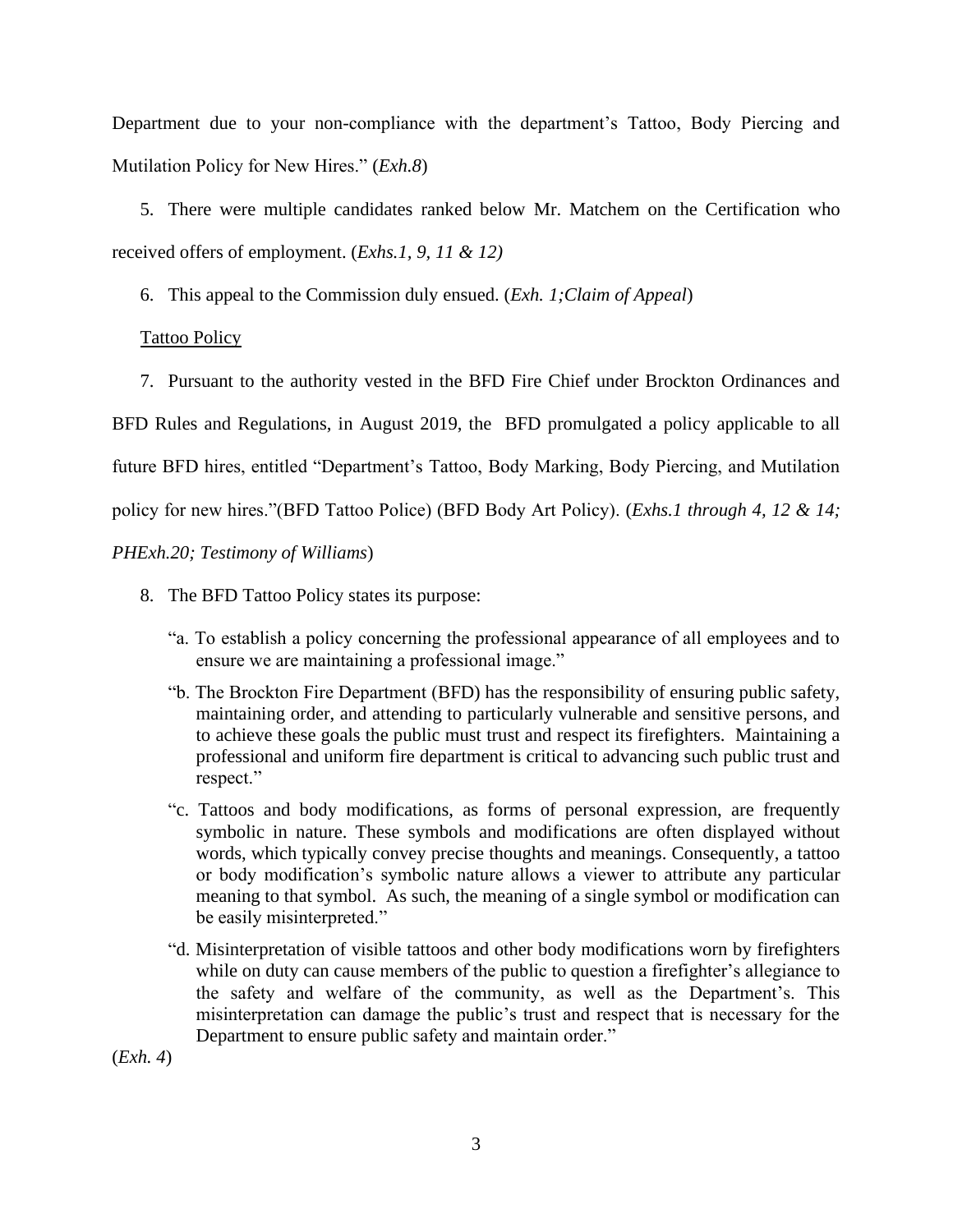Department due to your non-compliance with the department's Tattoo, Body Piercing and Mutilation Policy for New Hires." (*Exh.8*)

5. There were multiple candidates ranked below Mr. Matchem on the Certification who received offers of employment. (*Exhs.1, 9, 11 & 12)*

6. This appeal to the Commission duly ensued. (*Exh. 1;Claim of Appeal*)

<u>Tattoo Policy</u>

7. Pursuant to the authority vested in the BFD Fire Chief under Brockton Ordinances and BFD Rules and Regulations, in August 2019, the BFD promulgated a policy applicable to all future BFD hires, entitled "Department's Tattoo, Body Marking, Body Piercing, and Mutilation policy for new hires."(BFD Tattoo Police) (BFD Body Art Policy). (*Exhs.1 through 4, 12 & 14; PHExh.20; Testimony of Williams*)

8. The BFD Tattoo Policy states its purpose:

> "a. To establish a policy concerning the professional appearance of all employees and to ensure we are maintaining a professional image."
>
> "b. The Brockton Fire Department (BFD) has the responsibility of ensuring public safety, maintaining order, and attending to particularly vulnerable and sensitive persons, and to achieve these goals the public must trust and respect its firefighters. Maintaining a professional and uniform fire department is critical to advancing such public trust and respect."
>
> "c. Tattoos and body modifications, as forms of personal expression, are frequently symbolic in nature. These symbols and modifications are often displayed without words, which typically convey precise thoughts and meanings. Consequently, a tattoo or body modification's symbolic nature allows a viewer to attribute any particular meaning to that symbol. As such, the meaning of a single symbol or modification can be easily misinterpreted."
>
> "d. Misinterpretation of visible tattoos and other body modifications worn by firefighters while on duty can cause members of the public to question a firefighter's allegiance to the safety and welfare of the community, as well as the Department's. This misinterpretation can damage the public's trust and respect that is necessary for the Department to ensure public safety and maintain order."

(*Exh. 4*)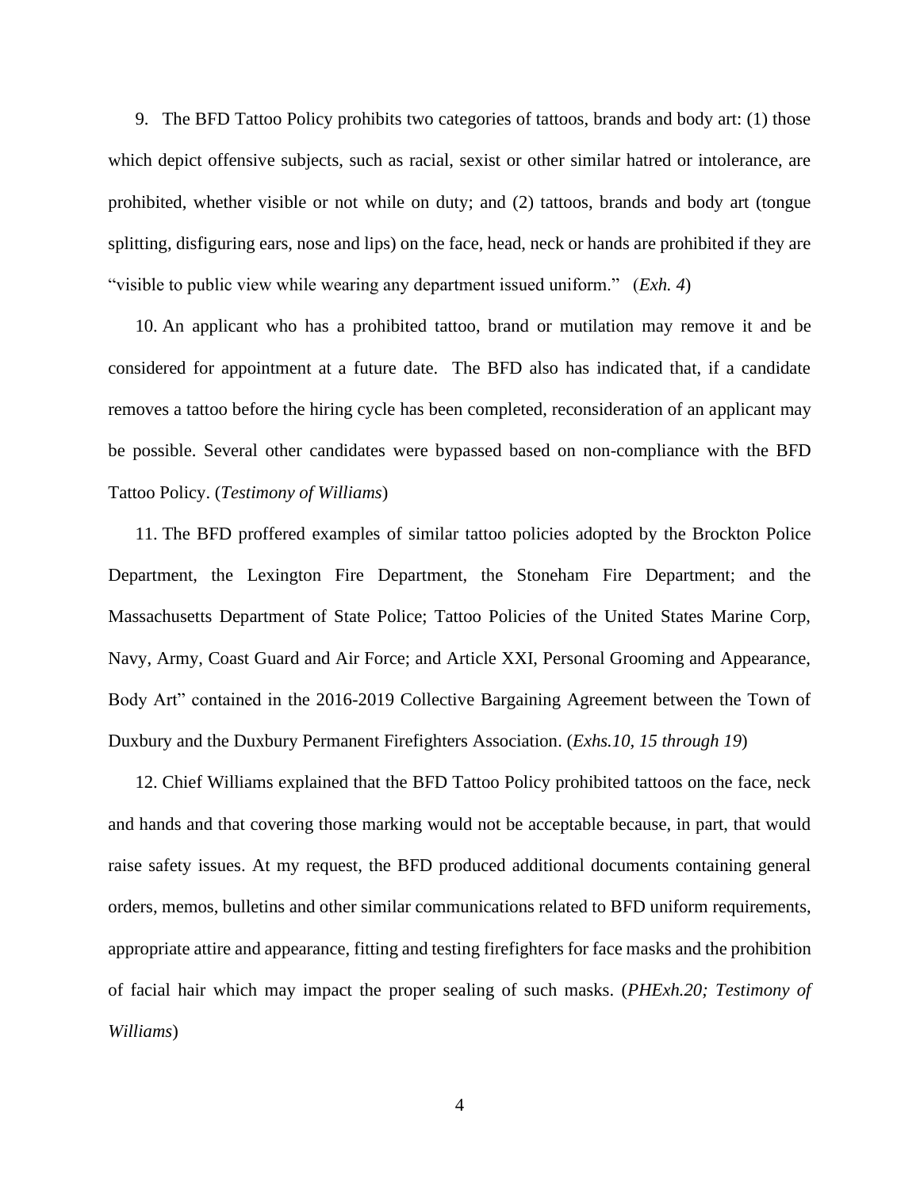9. The BFD Tattoo Policy prohibits two categories of tattoos, brands and body art: (1) those which depict offensive subjects, such as racial, sexist or other similar hatred or intolerance, are prohibited, whether visible or not while on duty; and (2) tattoos, brands and body art (tongue splitting, disfiguring ears, nose and lips) on the face, head, neck or hands are prohibited if they are "visible to public view while wearing any department issued uniform." (*Exh. 4*)

10. An applicant who has a prohibited tattoo, brand or mutilation may remove it and be considered for appointment at a future date. The BFD also has indicated that, if a candidate removes a tattoo before the hiring cycle has been completed, reconsideration of an applicant may be possible. Several other candidates were bypassed based on non-compliance with the BFD Tattoo Policy. (*Testimony of Williams*)

11. The BFD proffered examples of similar tattoo policies adopted by the Brockton Police Department, the Lexington Fire Department, the Stoneham Fire Department; and the Massachusetts Department of State Police; Tattoo Policies of the United States Marine Corp, Navy, Army, Coast Guard and Air Force; and Article XXI, Personal Grooming and Appearance, Body Art" contained in the 2016-2019 Collective Bargaining Agreement between the Town of Duxbury and the Duxbury Permanent Firefighters Association. (*Exhs.10, 15 through 19*)

12. Chief Williams explained that the BFD Tattoo Policy prohibited tattoos on the face, neck and hands and that covering those marking would not be acceptable because, in part, that would raise safety issues. At my request, the BFD produced additional documents containing general orders, memos, bulletins and other similar communications related to BFD uniform requirements, appropriate attire and appearance, fitting and testing firefighters for face masks and the prohibition of facial hair which may impact the proper sealing of such masks. (*PHExh.20; Testimony of Williams*)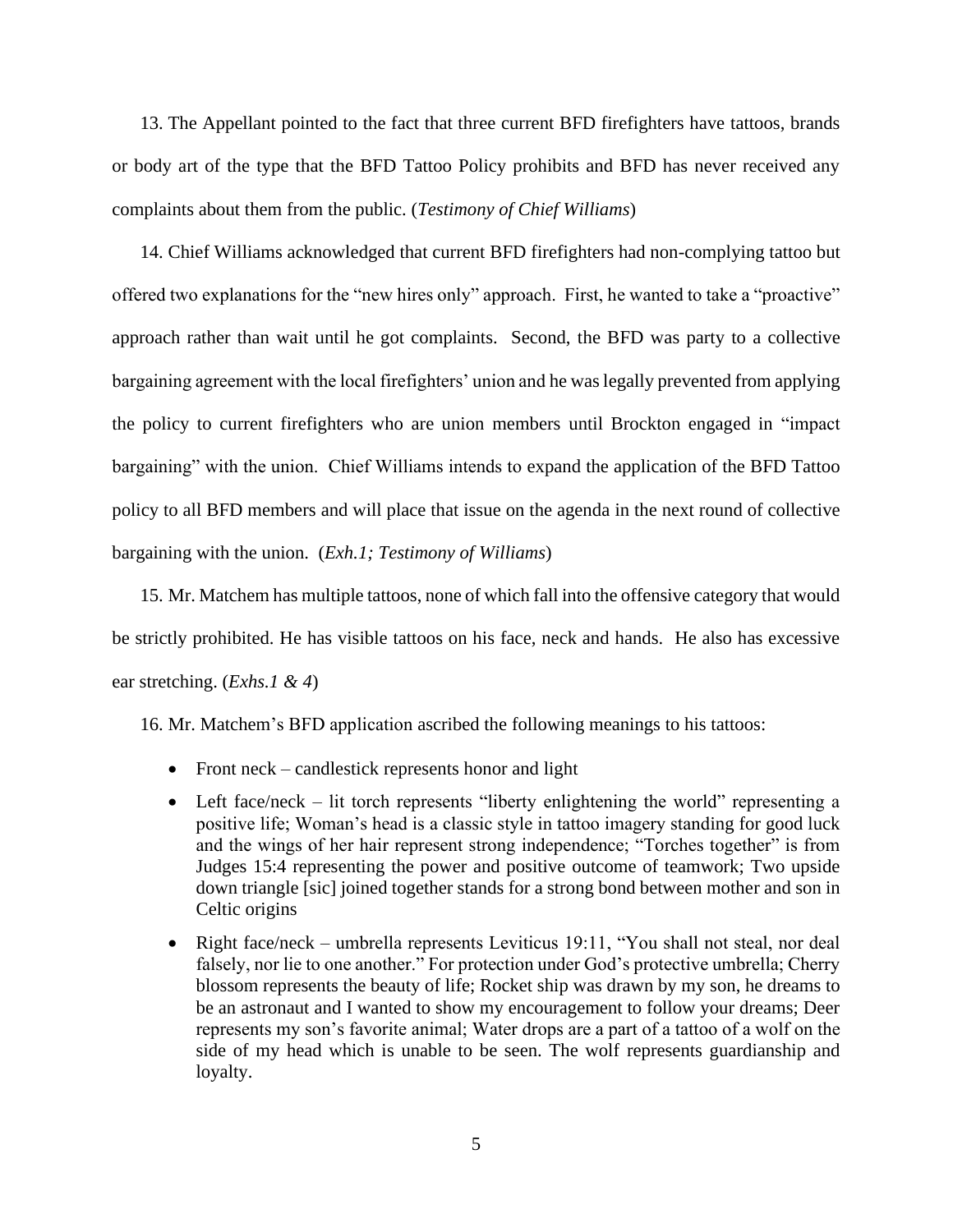13. The Appellant pointed to the fact that three current BFD firefighters have tattoos, brands or body art of the type that the BFD Tattoo Policy prohibits and BFD has never received any complaints about them from the public. (*Testimony of Chief Williams*)

14. Chief Williams acknowledged that current BFD firefighters had non-complying tattoo but offered two explanations for the "new hires only" approach. First, he wanted to take a "proactive" approach rather than wait until he got complaints. Second, the BFD was party to a collective bargaining agreement with the local firefighters' union and he was legally prevented from applying the policy to current firefighters who are union members until Brockton engaged in "impact bargaining" with the union. Chief Williams intends to expand the application of the BFD Tattoo policy to all BFD members and will place that issue on the agenda in the next round of collective bargaining with the union. (*Exh.1; Testimony of Williams*)

15. Mr. Matchem has multiple tattoos, none of which fall into the offensive category that would be strictly prohibited. He has visible tattoos on his face, neck and hands. He also has excessive ear stretching. (*Exhs.1 & 4*)

16. Mr. Matchem's BFD application ascribed the following meanings to his tattoos:

- Front neck – candlestick represents honor and light
- Left face/neck – lit torch represents "liberty enlightening the world" representing a positive life; Woman's head is a classic style in tattoo imagery standing for good luck and the wings of her hair represent strong independence; "Torches together" is from Judges 15:4 representing the power and positive outcome of teamwork; Two upside down triangle [sic] joined together stands for a strong bond between mother and son in Celtic origins
- Right face/neck – umbrella represents Leviticus 19:11, "You shall not steal, nor deal falsely, nor lie to one another." For protection under God's protective umbrella; Cherry blossom represents the beauty of life; Rocket ship was drawn by my son, he dreams to be an astronaut and I wanted to show my encouragement to follow your dreams; Deer represents my son's favorite animal; Water drops are a part of a tattoo of a wolf on the side of my head which is unable to be seen. The wolf represents guardianship and loyalty.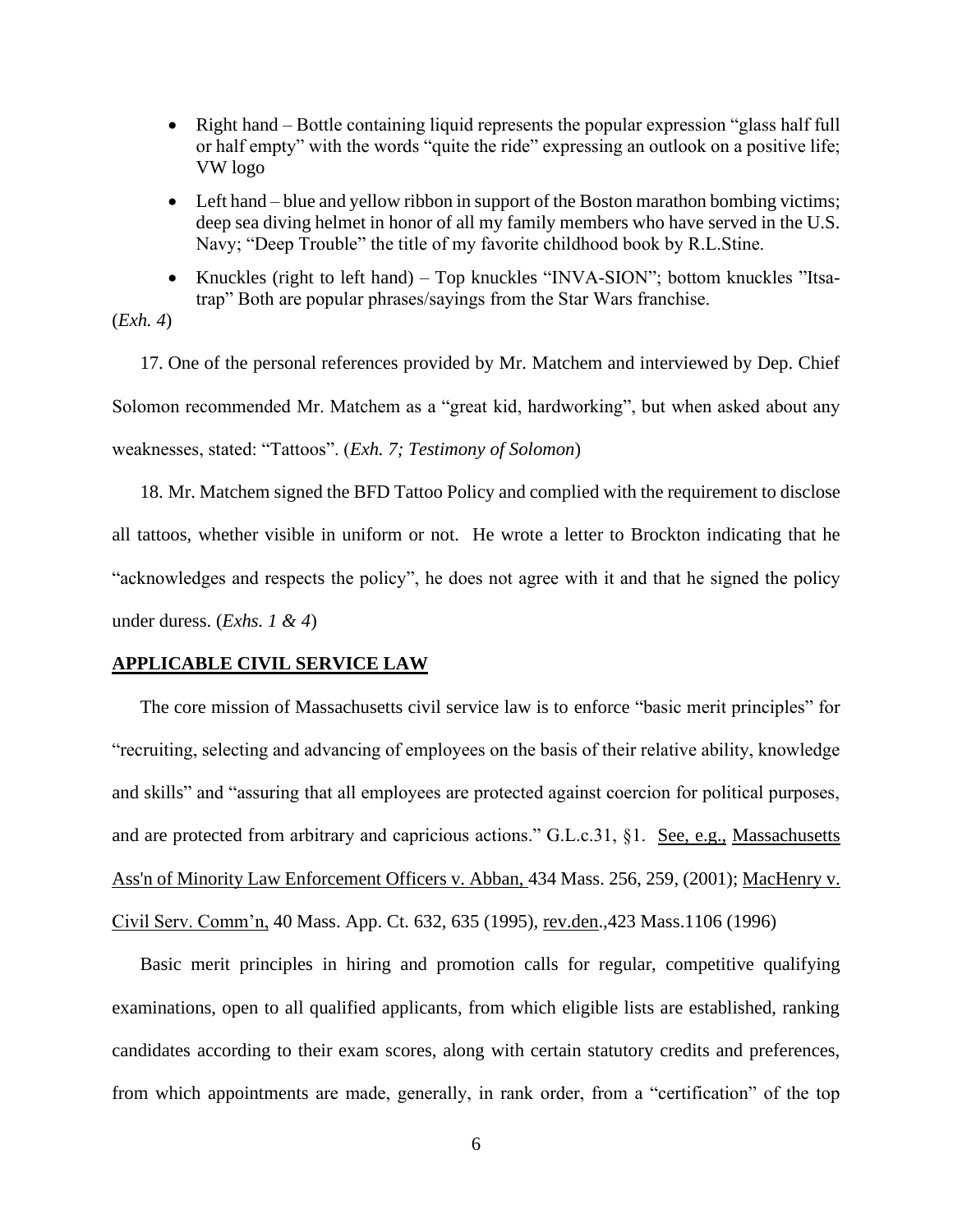- Right hand – Bottle containing liquid represents the popular expression "glass half full or half empty" with the words "quite the ride" expressing an outlook on a positive life; VW logo
- Left hand – blue and yellow ribbon in support of the Boston marathon bombing victims; deep sea diving helmet in honor of all my family members who have served in the U.S. Navy; "Deep Trouble" the title of my favorite childhood book by R.L.Stine.
- Knuckles (right to left hand) – Top knuckles "INVA-SION"; bottom knuckles "Itsa-trap" Both are popular phrases/sayings from the Star Wars franchise.

(*Exh. 4*)

17. One of the personal references provided by Mr. Matchem and interviewed by Dep. Chief Solomon recommended Mr. Matchem as a "great kid, hardworking", but when asked about any weaknesses, stated: "Tattoos". (*Exh. 7; Testimony of Solomon*)

18. Mr. Matchem signed the BFD Tattoo Policy and complied with the requirement to disclose all tattoos, whether visible in uniform or not. He wrote a letter to Brockton indicating that he "acknowledges and respects the policy", he does not agree with it and that he signed the policy under duress. (*Exhs. 1 & 4*)

## APPLICABLE CIVIL SERVICE LAW

The core mission of Massachusetts civil service law is to enforce "basic merit principles" for "recruiting, selecting and advancing of employees on the basis of their relative ability, knowledge and skills" and "assuring that all employees are protected against coercion for political purposes, and are protected from arbitrary and capricious actions." G.L.c.31, §1. See, e.g., Massachusetts Ass'n of Minority Law Enforcement Officers v. Abban, 434 Mass. 256, 259, (2001); MacHenry v. Civil Serv. Comm'n, 40 Mass. App. Ct. 632, 635 (1995), rev.den.,423 Mass.1106 (1996)

Basic merit principles in hiring and promotion calls for regular, competitive qualifying examinations, open to all qualified applicants, from which eligible lists are established, ranking candidates according to their exam scores, along with certain statutory credits and preferences, from which appointments are made, generally, in rank order, from a "certification" of the top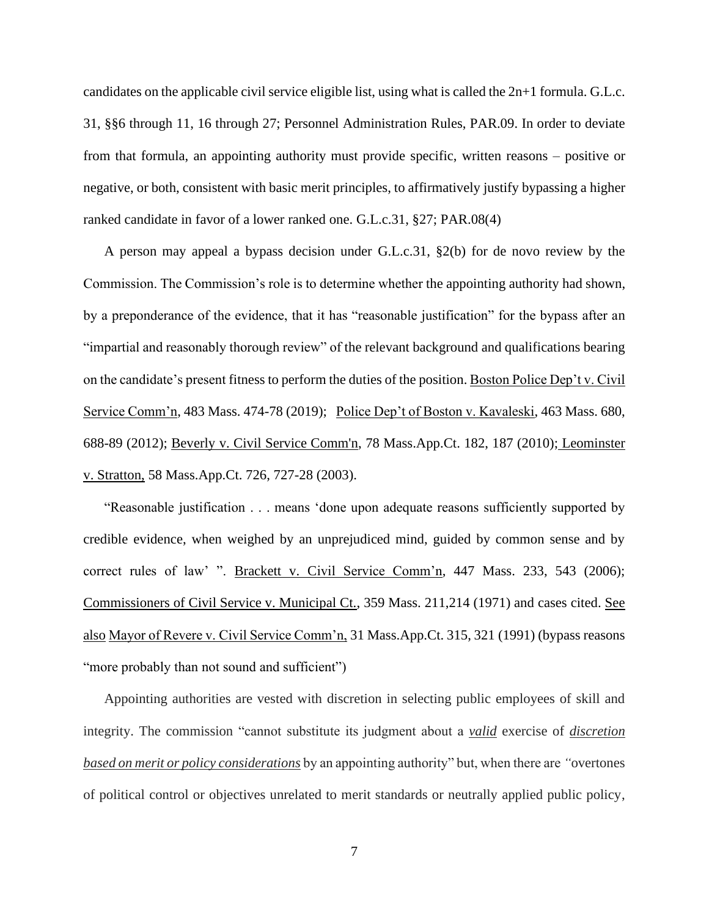candidates on the applicable civil service eligible list, using what is called the 2n+1 formula. G.L.c. 31, §§6 through 11, 16 through 27; Personnel Administration Rules, PAR.09. In order to deviate from that formula, an appointing authority must provide specific, written reasons – positive or negative, or both, consistent with basic merit principles, to affirmatively justify bypassing a higher ranked candidate in favor of a lower ranked one. G.L.c.31, §27; PAR.08(4)

A person may appeal a bypass decision under G.L.c.31, §2(b) for de novo review by the Commission. The Commission's role is to determine whether the appointing authority had shown, by a preponderance of the evidence, that it has "reasonable justification" for the bypass after an "impartial and reasonably thorough review" of the relevant background and qualifications bearing on the candidate's present fitness to perform the duties of the position. Boston Police Dep't v. Civil Service Comm'n, 483 Mass. 474-78 (2019); Police Dep't of Boston v. Kavaleski, 463 Mass. 680, 688-89 (2012); Beverly v. Civil Service Comm'n, 78 Mass.App.Ct. 182, 187 (2010); Leominster v. Stratton, 58 Mass.App.Ct. 726, 727-28 (2003).

"Reasonable justification . . . means 'done upon adequate reasons sufficiently supported by credible evidence, when weighed by an unprejudiced mind, guided by common sense and by correct rules of law' ". Brackett v. Civil Service Comm'n, 447 Mass. 233, 543 (2006); Commissioners of Civil Service v. Municipal Ct., 359 Mass. 211,214 (1971) and cases cited. See also Mayor of Revere v. Civil Service Comm'n, 31 Mass.App.Ct. 315, 321 (1991) (bypass reasons "more probably than not sound and sufficient")

Appointing authorities are vested with discretion in selecting public employees of skill and integrity. The commission "cannot substitute its judgment about a ***valid*** exercise of ***discretion based on merit or policy considerations*** by an appointing authority" but, when there are *"*overtones of political control or objectives unrelated to merit standards or neutrally applied public policy,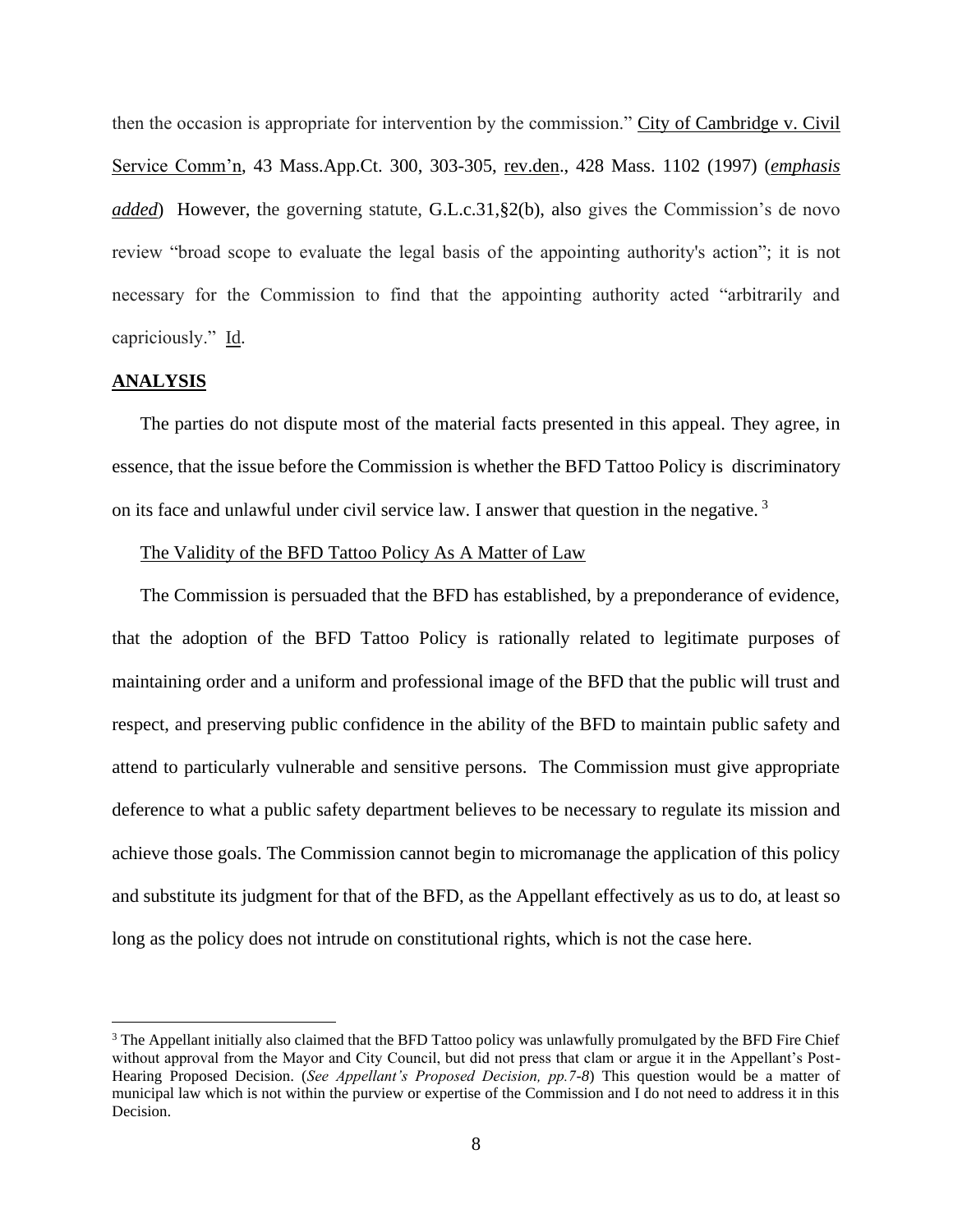then the occasion is appropriate for intervention by the commission." City of Cambridge v. Civil Service Comm'n, 43 Mass.App.Ct. 300, 303-305, rev.den., 428 Mass. 1102 (1997) (***emphasis added***) However, the governing statute, G.L.c.31,§2(b), also gives the Commission's de novo review "broad scope to evaluate the legal basis of the appointing authority's action"; it is not necessary for the Commission to find that the appointing authority acted "arbitrarily and capriciously." Id.

## ANALYSIS

The parties do not dispute most of the material facts presented in this appeal. They agree, in essence, that the issue before the Commission is whether the BFD Tattoo Policy is discriminatory on its face and unlawful under civil service law. I answer that question in the negative. [3]

The Validity of the BFD Tattoo Policy As A Matter of Law

The Commission is persuaded that the BFD has established, by a preponderance of evidence, that the adoption of the BFD Tattoo Policy is rationally related to legitimate purposes of maintaining order and a uniform and professional image of the BFD that the public will trust and respect, and preserving public confidence in the ability of the BFD to maintain public safety and attend to particularly vulnerable and sensitive persons. The Commission must give appropriate deference to what a public safety department believes to be necessary to regulate its mission and achieve those goals. The Commission cannot begin to micromanage the application of this policy and substitute its judgment for that of the BFD, as the Appellant effectively as us to do, at least so long as the policy does not intrude on constitutional rights, which is not the case here.

[3] The Appellant initially also claimed that the BFD Tattoo policy was unlawfully promulgated by the BFD Fire Chief without approval from the Mayor and City Council, but did not press that clam or argue it in the Appellant's Post-Hearing Proposed Decision. (*See Appellant's Proposed Decision, pp.7-8*) This question would be a matter of municipal law which is not within the purview or expertise of the Commission and I do not need to address it in this Decision.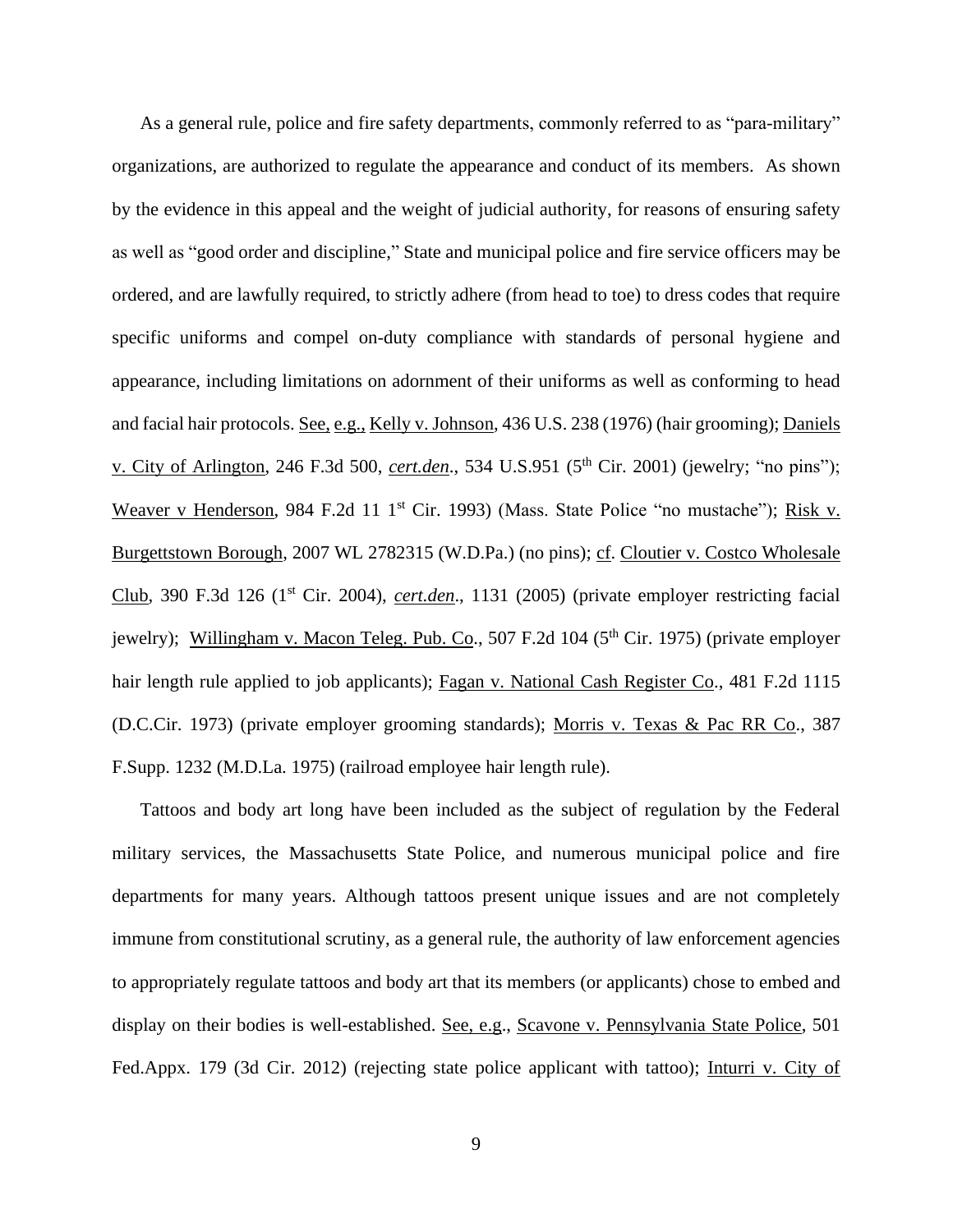As a general rule, police and fire safety departments, commonly referred to as "para-military" organizations, are authorized to regulate the appearance and conduct of its members. As shown by the evidence in this appeal and the weight of judicial authority, for reasons of ensuring safety as well as "good order and discipline," State and municipal police and fire service officers may be ordered, and are lawfully required, to strictly adhere (from head to toe) to dress codes that require specific uniforms and compel on-duty compliance with standards of personal hygiene and appearance, including limitations on adornment of their uniforms as well as conforming to head and facial hair protocols. See, e.g., Kelly v. Johnson, 436 U.S. 238 (1976) (hair grooming); Daniels v. City of Arlington, 246 F.3d 500, *cert.den*., 534 U.S.951 (5th Cir. 2001) (jewelry; "no pins"); Weaver v Henderson, 984 F.2d 11 1st Cir. 1993) (Mass. State Police "no mustache"); Risk v. Burgettstown Borough, 2007 WL 2782315 (W.D.Pa.) (no pins); cf. Cloutier v. Costco Wholesale Club, 390 F.3d 126 (1st Cir. 2004), *cert.den*., 1131 (2005) (private employer restricting facial jewelry); Willingham v. Macon Teleg. Pub. Co., 507 F.2d 104 (5th Cir. 1975) (private employer hair length rule applied to job applicants); Fagan v. National Cash Register Co., 481 F.2d 1115 (D.C.Cir. 1973) (private employer grooming standards); Morris v. Texas & Pac RR Co., 387 F.Supp. 1232 (M.D.La. 1975) (railroad employee hair length rule).

Tattoos and body art long have been included as the subject of regulation by the Federal military services, the Massachusetts State Police, and numerous municipal police and fire departments for many years. Although tattoos present unique issues and are not completely immune from constitutional scrutiny, as a general rule, the authority of law enforcement agencies to appropriately regulate tattoos and body art that its members (or applicants) chose to embed and display on their bodies is well-established. See, e.g., Scavone v. Pennsylvania State Police, 501 Fed.Appx. 179 (3d Cir. 2012) (rejecting state police applicant with tattoo); Inturri v. City of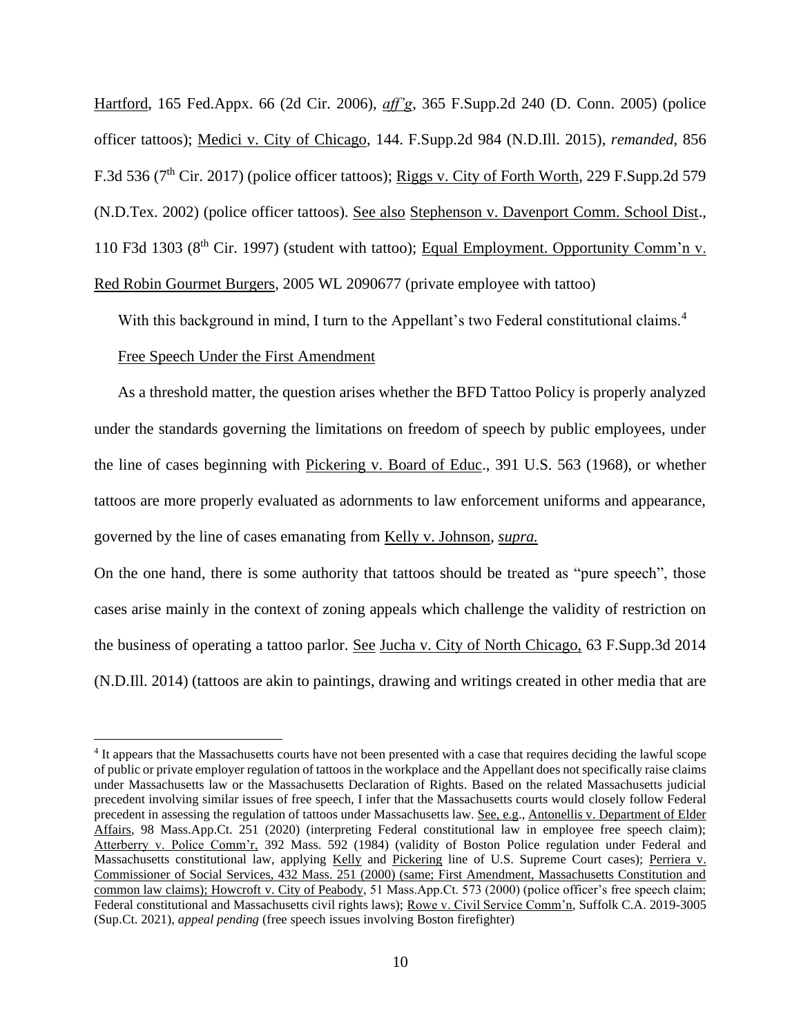Hartford, 165 Fed.Appx. 66 (2d Cir. 2006), *aff'g*, 365 F.Supp.2d 240 (D. Conn. 2005) (police officer tattoos); Medici v. City of Chicago, 144. F.Supp.2d 984 (N.D.Ill. 2015), *remanded*, 856 F.3d 536 (7th Cir. 2017) (police officer tattoos); Riggs v. City of Forth Worth, 229 F.Supp.2d 579 (N.D.Tex. 2002) (police officer tattoos). See also Stephenson v. Davenport Comm. School Dist., 110 F3d 1303 (8th Cir. 1997) (student with tattoo); Equal Employment. Opportunity Comm'n v. Red Robin Gourmet Burgers, 2005 WL 2090677 (private employee with tattoo)

With this background in mind, I turn to the Appellant's two Federal constitutional claims.[4]

Free Speech Under the First Amendment

As a threshold matter, the question arises whether the BFD Tattoo Policy is properly analyzed under the standards governing the limitations on freedom of speech by public employees, under the line of cases beginning with Pickering v. Board of Educ., 391 U.S. 563 (1968), or whether tattoos are more properly evaluated as adornments to law enforcement uniforms and appearance, governed by the line of cases emanating from Kelly v. Johnson, *supra.*

On the one hand, there is some authority that tattoos should be treated as "pure speech", those cases arise mainly in the context of zoning appeals which challenge the validity of restriction on the business of operating a tattoo parlor. See Jucha v. City of North Chicago, 63 F.Supp.3d 2014 (N.D.Ill. 2014) (tattoos are akin to paintings, drawing and writings created in other media that are

---

[4] It appears that the Massachusetts courts have not been presented with a case that requires deciding the lawful scope of public or private employer regulation of tattoos in the workplace and the Appellant does not specifically raise claims under Massachusetts law or the Massachusetts Declaration of Rights. Based on the related Massachusetts judicial precedent involving similar issues of free speech, I infer that the Massachusetts courts would closely follow Federal precedent in assessing the regulation of tattoos under Massachusetts law. See, e.g., Antonellis v. Department of Elder Affairs, 98 Mass.App.Ct. 251 (2020) (interpreting Federal constitutional law in employee free speech claim); Atterberry v. Police Comm'r, 392 Mass. 592 (1984) (validity of Boston Police regulation under Federal and Massachusetts constitutional law, applying Kelly and Pickering line of U.S. Supreme Court cases); Perriera v. Commissioner of Social Services, 432 Mass. 251 (2000) (same; First Amendment, Massachusetts Constitution and common law claims); Howcroft v. City of Peabody, 51 Mass.App.Ct. 573 (2000) (police officer's free speech claim; Federal constitutional and Massachusetts civil rights laws); Rowe v. Civil Service Comm'n, Suffolk C.A. 2019-3005 (Sup.Ct. 2021), *appeal pending* (free speech issues involving Boston firefighter)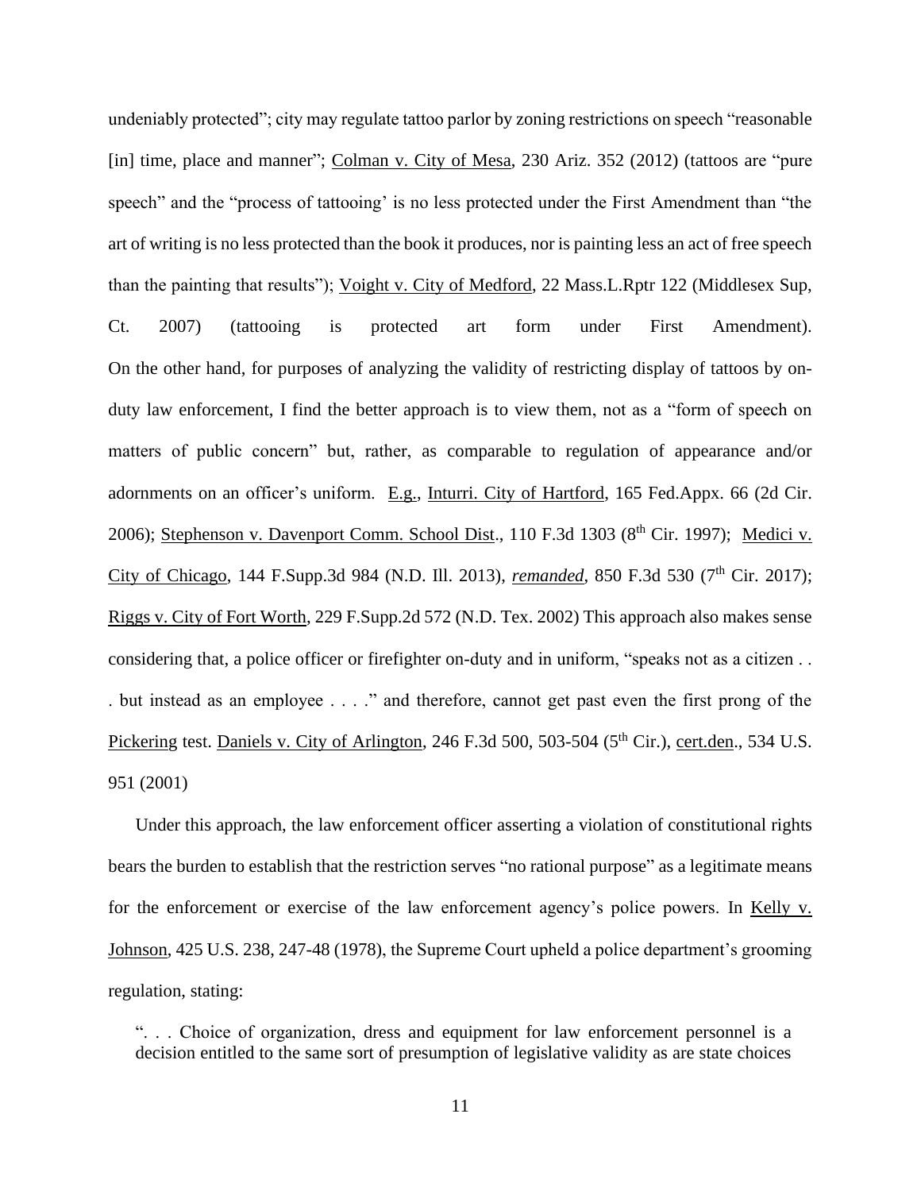undeniably protected"; city may regulate tattoo parlor by zoning restrictions on speech "reasonable [in] time, place and manner"; Colman v. City of Mesa, 230 Ariz. 352 (2012) (tattoos are "pure speech" and the "process of tattooing' is no less protected under the First Amendment than "the art of writing is no less protected than the book it produces, nor is painting less an act of free speech than the painting that results"); Voight v. City of Medford, 22 Mass.L.Rptr 122 (Middlesex Sup, Ct. 2007) (tattooing is protected art form under First Amendment).

On the other hand, for purposes of analyzing the validity of restricting display of tattoos by on-duty law enforcement, I find the better approach is to view them, not as a "form of speech on matters of public concern" but, rather, as comparable to regulation of appearance and/or adornments on an officer's uniform. E.g., Inturri. City of Hartford, 165 Fed.Appx. 66 (2d Cir. 2006); Stephenson v. Davenport Comm. School Dist., 110 F.3d 1303 (8th Cir. 1997); Medici v. City of Chicago, 144 F.Supp.3d 984 (N.D. Ill. 2013), *remanded*, 850 F.3d 530 (7th Cir. 2017); Riggs v. City of Fort Worth, 229 F.Supp.2d 572 (N.D. Tex. 2002) This approach also makes sense considering that, a police officer or firefighter on-duty and in uniform, "speaks not as a citizen . . . but instead as an employee . . . ." and therefore, cannot get past even the first prong of the Pickering test. Daniels v. City of Arlington, 246 F.3d 500, 503-504 (5th Cir.), cert.den., 534 U.S. 951 (2001)

Under this approach, the law enforcement officer asserting a violation of constitutional rights bears the burden to establish that the restriction serves "no rational purpose" as a legitimate means for the enforcement or exercise of the law enforcement agency's police powers. In Kelly v. Johnson, 425 U.S. 238, 247-48 (1978), the Supreme Court upheld a police department's grooming regulation, stating:

> ". . . Choice of organization, dress and equipment for law enforcement personnel is a decision entitled to the same sort of presumption of legislative validity as are state choices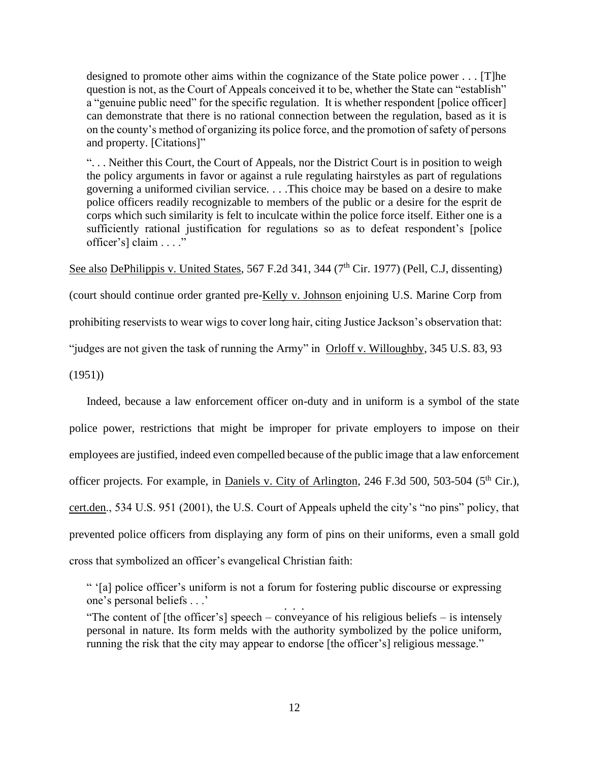designed to promote other aims within the cognizance of the State police power . . . [T]he question is not, as the Court of Appeals conceived it to be, whether the State can "establish" a "genuine public need" for the specific regulation. It is whether respondent [police officer] can demonstrate that there is no rational connection between the regulation, based as it is on the county's method of organizing its police force, and the promotion of safety of persons and property. [Citations]"

> ". . . Neither this Court, the Court of Appeals, nor the District Court is in position to weigh the policy arguments in favor or against a rule regulating hairstyles as part of regulations governing a uniformed civilian service. . . .This choice may be based on a desire to make police officers readily recognizable to members of the public or a desire for the esprit de corps which such similarity is felt to inculcate within the police force itself. Either one is a sufficiently rational justification for regulations so as to defeat respondent's [police officer's] claim . . . ."

See also DePhilippis v. United States, 567 F.2d 341, 344 (7th Cir. 1977) (Pell, C.J, dissenting) (court should continue order granted pre-Kelly v. Johnson enjoining U.S. Marine Corp from prohibiting reservists to wear wigs to cover long hair, citing Justice Jackson's observation that: "judges are not given the task of running the Army" in Orloff v. Willoughby, 345 U.S. 83, 93 (1951))

Indeed, because a law enforcement officer on-duty and in uniform is a symbol of the state police power, restrictions that might be improper for private employers to impose on their employees are justified, indeed even compelled because of the public image that a law enforcement officer projects. For example, in Daniels v. City of Arlington, 246 F.3d 500, 503-504 (5th Cir.), cert.den., 534 U.S. 951 (2001), the U.S. Court of Appeals upheld the city's "no pins" policy, that prevented police officers from displaying any form of pins on their uniforms, even a small gold cross that symbolized an officer's evangelical Christian faith:

> " '[a] police officer's uniform is not a forum for fostering public discourse or expressing one's personal beliefs . . .'
>
> . . .
>
> "The content of [the officer's] speech – conveyance of his religious beliefs – is intensely personal in nature. Its form melds with the authority symbolized by the police uniform, running the risk that the city may appear to endorse [the officer's] religious message."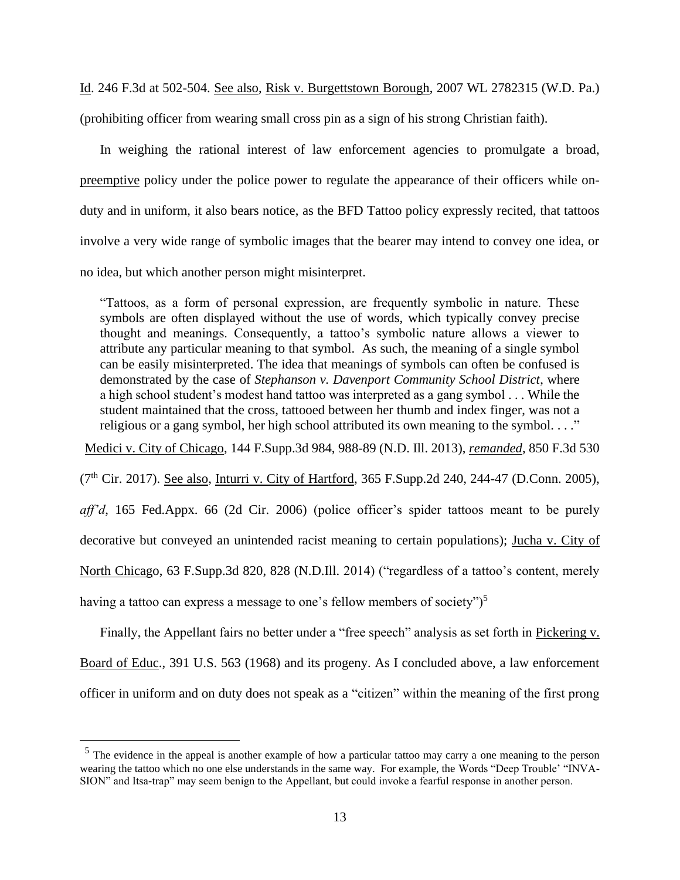Id. 246 F.3d at 502-504. See also, Risk v. Burgettstown Borough, 2007 WL 2782315 (W.D. Pa.) (prohibiting officer from wearing small cross pin as a sign of his strong Christian faith).

In weighing the rational interest of law enforcement agencies to promulgate a broad, preemptive policy under the police power to regulate the appearance of their officers while on-duty and in uniform, it also bears notice, as the BFD Tattoo policy expressly recited, that tattoos involve a very wide range of symbolic images that the bearer may intend to convey one idea, or no idea, but which another person might misinterpret.

> "Tattoos, as a form of personal expression, are frequently symbolic in nature. These symbols are often displayed without the use of words, which typically convey precise thought and meanings. Consequently, a tattoo's symbolic nature allows a viewer to attribute any particular meaning to that symbol. As such, the meaning of a single symbol can be easily misinterpreted. The idea that meanings of symbols can often be confused is demonstrated by the case of *Stephanson v. Davenport Community School District*, where a high school student's modest hand tattoo was interpreted as a gang symbol . . . While the student maintained that the cross, tattooed between her thumb and index finger, was not a religious or a gang symbol, her high school attributed its own meaning to the symbol. . . ."

Medici v. City of Chicago, 144 F.Supp.3d 984, 988-89 (N.D. Ill. 2013), ***remanded***, 850 F.3d 530 (7th Cir. 2017). See also, Inturri v. City of Hartford, 365 F.Supp.2d 240, 244-47 (D.Conn. 2005), *aff'd*, 165 Fed.Appx. 66 (2d Cir. 2006) (police officer's spider tattoos meant to be purely decorative but conveyed an unintended racist meaning to certain populations); Jucha v. City of North Chicago, 63 F.Supp.3d 820, 828 (N.D.Ill. 2014) ("regardless of a tattoo's content, merely having a tattoo can express a message to one's fellow members of society")[5]

Finally, the Appellant fairs no better under a "free speech" analysis as set forth in Pickering v. Board of Educ., 391 U.S. 563 (1968) and its progeny. As I concluded above, a law enforcement officer in uniform and on duty does not speak as a "citizen" within the meaning of the first prong

[5] The evidence in the appeal is another example of how a particular tattoo may carry a one meaning to the person wearing the tattoo which no one else understands in the same way. For example, the Words "Deep Trouble' "INVA-SION" and Itsa-trap" may seem benign to the Appellant, but could invoke a fearful response in another person.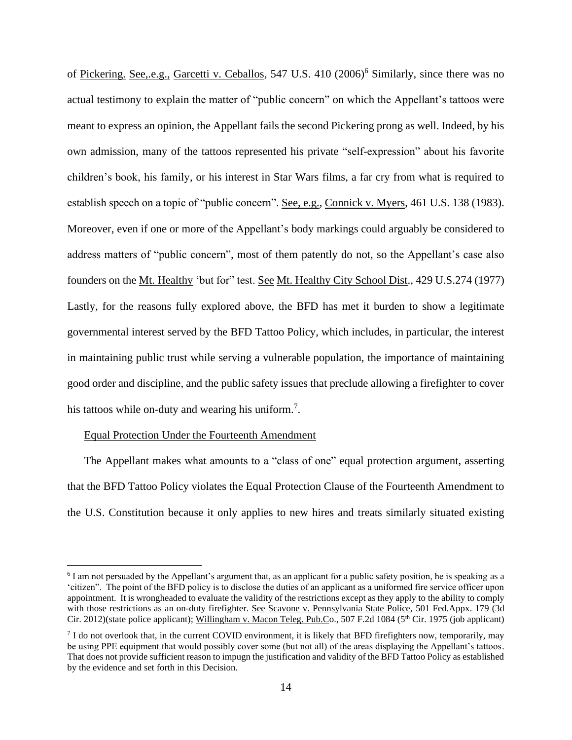of Pickering. See,.e.g., Garcetti v. Ceballos, 547 U.S. 410 (2006)[6] Similarly, since there was no actual testimony to explain the matter of "public concern" on which the Appellant's tattoos were meant to express an opinion, the Appellant fails the second Pickering prong as well. Indeed, by his own admission, many of the tattoos represented his private "self-expression" about his favorite children's book, his family, or his interest in Star Wars films, a far cry from what is required to establish speech on a topic of "public concern". See, e.g., Connick v. Myers, 461 U.S. 138 (1983). Moreover, even if one or more of the Appellant's body markings could arguably be considered to address matters of "public concern", most of them patently do not, so the Appellant's case also founders on the Mt. Healthy 'but for" test. See Mt. Healthy City School Dist., 429 U.S.274 (1977) Lastly, for the reasons fully explored above, the BFD has met it burden to show a legitimate governmental interest served by the BFD Tattoo Policy, which includes, in particular, the interest in maintaining public trust while serving a vulnerable population, the importance of maintaining good order and discipline, and the public safety issues that preclude allowing a firefighter to cover his tattoos while on-duty and wearing his uniform.[7].

Equal Protection Under the Fourteenth Amendment

The Appellant makes what amounts to a "class of one" equal protection argument, asserting that the BFD Tattoo Policy violates the Equal Protection Clause of the Fourteenth Amendment to the U.S. Constitution because it only applies to new hires and treats similarly situated existing

---

[6] I am not persuaded by the Appellant's argument that, as an applicant for a public safety position, he is speaking as a 'citizen". The point of the BFD policy is to disclose the duties of an applicant as a uniformed fire service officer upon appointment. It is wrongheaded to evaluate the validity of the restrictions except as they apply to the ability to comply with those restrictions as an on-duty firefighter. See Scavone v. Pennsylvania State Police, 501 Fed.Appx. 179 (3d Cir. 2012)(state police applicant); Willingham v. Macon Teleg. Pub.Co., 507 F.2d 1084 (5th Cir. 1975 (job applicant)

[7] I do not overlook that, in the current COVID environment, it is likely that BFD firefighters now, temporarily, may be using PPE equipment that would possibly cover some (but not all) of the areas displaying the Appellant's tattoos. That does not provide sufficient reason to impugn the justification and validity of the BFD Tattoo Policy as established by the evidence and set forth in this Decision.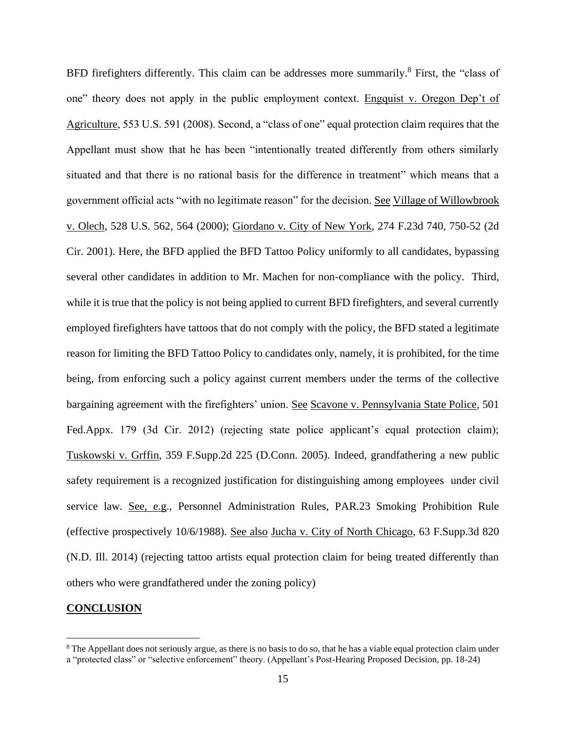BFD firefighters differently. This claim can be addresses more summarily.[8] First, the "class of one" theory does not apply in the public employment context. Engquist v. Oregon Dep't of Agriculture, 553 U.S. 591 (2008). Second, a "class of one" equal protection claim requires that the Appellant must show that he has been "intentionally treated differently from others similarly situated and that there is no rational basis for the difference in treatment" which means that a government official acts "with no legitimate reason" for the decision. See Village of Willowbrook v. Olech, 528 U.S. 562, 564 (2000); Giordano v. City of New York, 274 F.23d 740, 750-52 (2d Cir. 2001). Here, the BFD applied the BFD Tattoo Policy uniformly to all candidates, bypassing several other candidates in addition to Mr. Machen for non-compliance with the policy. Third, while it is true that the policy is not being applied to current BFD firefighters, and several currently employed firefighters have tattoos that do not comply with the policy, the BFD stated a legitimate reason for limiting the BFD Tattoo Policy to candidates only, namely, it is prohibited, for the time being, from enforcing such a policy against current members under the terms of the collective bargaining agreement with the firefighters' union. See Scavone v. Pennsylvania State Police, 501 Fed.Appx. 179 (3d Cir. 2012) (rejecting state police applicant's equal protection claim); Tuskowski v. Grffin, 359 F.Supp.2d 225 (D.Conn. 2005). Indeed, grandfathering a new public safety requirement is a recognized justification for distinguishing among employees under civil service law. See, e.g., Personnel Administration Rules, PAR.23 Smoking Prohibition Rule (effective prospectively 10/6/1988). See also Jucha v. City of North Chicago, 63 F.Supp.3d 820 (N.D. Ill. 2014) (rejecting tattoo artists equal protection claim for being treated differently than others who were grandfathered under the zoning policy)

**CONCLUSION**

[8] The Appellant does not seriously argue, as there is no basis to do so, that he has a viable equal protection claim under a "protected class" or "selective enforcement" theory. (Appellant's Post-Hearing Proposed Decision, pp. 18-24)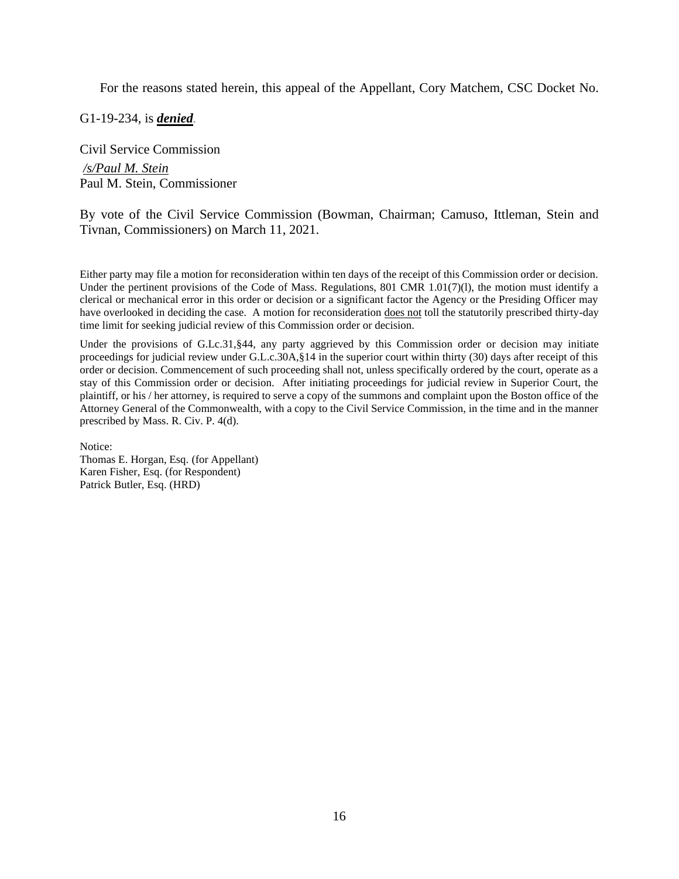For the reasons stated herein, this appeal of the Appellant, Cory Matchem, CSC Docket No. G1-19-234, is ***denied***.

Civil Service Commission

*/s/Paul M. Stein*
Paul M. Stein, Commissioner

By vote of the Civil Service Commission (Bowman, Chairman; Camuso, Ittleman, Stein and Tivnan, Commissioners) on March 11, 2021.

Either party may file a motion for reconsideration within ten days of the receipt of this Commission order or decision. Under the pertinent provisions of the Code of Mass. Regulations, 801 CMR 1.01(7)(l), the motion must identify a clerical or mechanical error in this order or decision or a significant factor the Agency or the Presiding Officer may have overlooked in deciding the case. A motion for reconsideration does not toll the statutorily prescribed thirty-day time limit for seeking judicial review of this Commission order or decision.

Under the provisions of G.Lc.31,§44, any party aggrieved by this Commission order or decision may initiate proceedings for judicial review under G.L.c.30A,§14 in the superior court within thirty (30) days after receipt of this order or decision. Commencement of such proceeding shall not, unless specifically ordered by the court, operate as a stay of this Commission order or decision. After initiating proceedings for judicial review in Superior Court, the plaintiff, or his / her attorney, is required to serve a copy of the summons and complaint upon the Boston office of the Attorney General of the Commonwealth, with a copy to the Civil Service Commission, in the time and in the manner prescribed by Mass. R. Civ. P. 4(d).

Notice:
Thomas E. Horgan, Esq. (for Appellant)
Karen Fisher, Esq. (for Respondent)
Patrick Butler, Esq. (HRD)